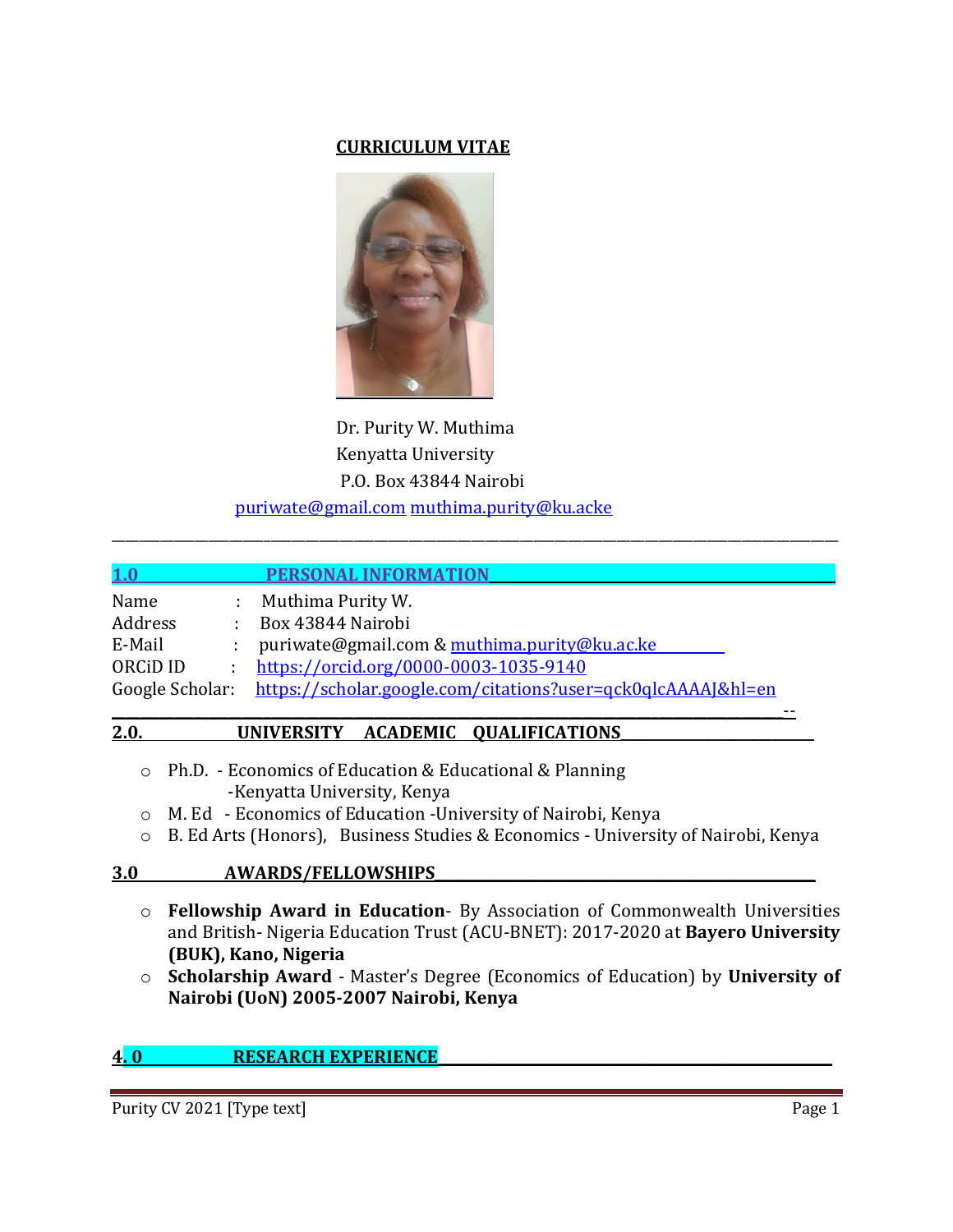# CURRICULUM VITAE

Dr. Purity W. Muthima
Kenyatta University
P.O. Box 43844 Nairobi
puriwate@gmail.com muthima.purity@ku.acke

---

## 1.0 PERSONAL INFORMATION

Name : Muthima Purity W.
Address : Box 43844 Nairobi
E-Mail : puriwate@gmail.com & muthima.purity@ku.ac.ke
ORCiD ID : https://orcid.org/0000-0003-1035-9140
Google Scholar: https://scholar.google.com/citations?user=qck0qlcAAAAJ&hl=en

## 2.0. UNIVERSITY ACADEMIC QUALIFICATIONS

- Ph.D. - Economics of Education & Educational & Planning -Kenyatta University, Kenya
- M. Ed - Economics of Education -University of Nairobi, Kenya
- B. Ed Arts (Honors), Business Studies & Economics - University of Nairobi, Kenya

## 3.0 AWARDS/FELLOWSHIPS

- **Fellowship Award in Education**- By Association of Commonwealth Universities and British- Nigeria Education Trust (ACU-BNET): 2017-2020 at **Bayero University (BUK), Kano, Nigeria**
- **Scholarship Award** - Master's Degree (Economics of Education) by **University of Nairobi (UoN) 2005-2007 Nairobi, Kenya**

## 4. 0 RESEARCH EXPERIENCE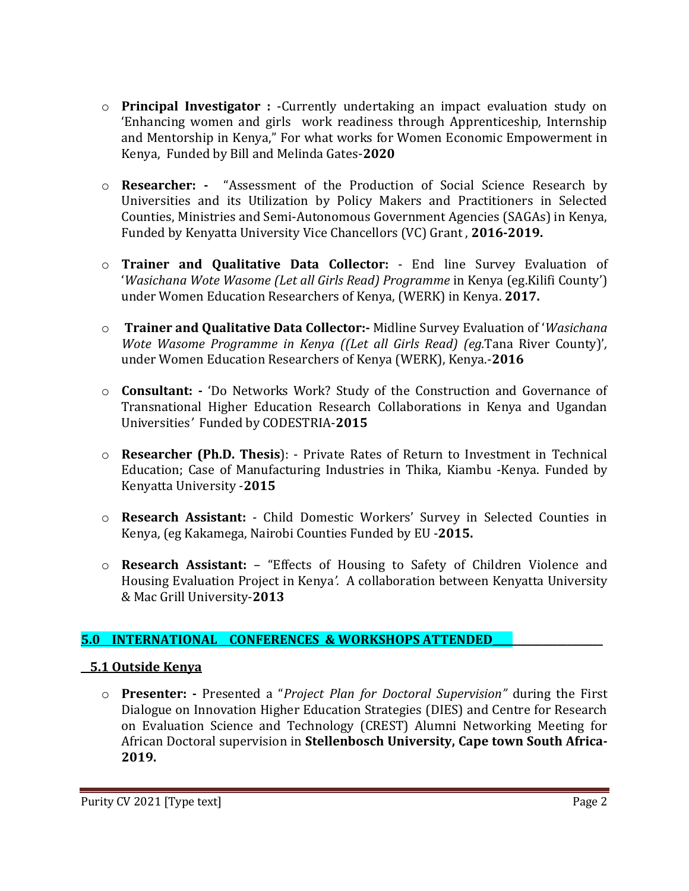- **Principal Investigator :** -Currently undertaking an impact evaluation study on 'Enhancing women and girls work readiness through Apprenticeship, Internship and Mentorship in Kenya," For what works for Women Economic Empowerment in Kenya, Funded by Bill and Melinda Gates-**2020**

- **Researcher: -** "Assessment of the Production of Social Science Research by Universities and its Utilization by Policy Makers and Practitioners in Selected Counties, Ministries and Semi-Autonomous Government Agencies (SAGAs) in Kenya, Funded by Kenyatta University Vice Chancellors (VC) Grant , **2016-2019.**

- **Trainer and Qualitative Data Collector:** - End line Survey Evaluation of '*Wasichana Wote Wasome (Let all Girls Read) Programme* in Kenya (eg.Kilifi County') under Women Education Researchers of Kenya, (WERK) in Kenya. **2017.**

- **Trainer and Qualitative Data Collector:-** Midline Survey Evaluation of '*Wasichana Wote Wasome Programme in Kenya ((Let all Girls Read) (eg.*Tana River County)', under Women Education Researchers of Kenya (WERK), Kenya.-**2016**

- **Consultant: -** 'Do Networks Work? Study of the Construction and Governance of Transnational Higher Education Research Collaborations in Kenya and Ugandan Universities' Funded by CODESTRIA-**2015**

- **Researcher (Ph.D. Thesis**): - Private Rates of Return to Investment in Technical Education; Case of Manufacturing Industries in Thika, Kiambu -Kenya. Funded by Kenyatta University -**2015**

- **Research Assistant:** - Child Domestic Workers' Survey in Selected Counties in Kenya, (eg Kakamega, Nairobi Counties Funded by EU -**2015.**

- **Research Assistant:** – "Effects of Housing to Safety of Children Violence and Housing Evaluation Project in Kenya*'.* A collaboration between Kenyatta University & Mac Grill University-**2013**

## 5.0 INTERNATIONAL CONFERENCES & WORKSHOPS ATTENDED

### 5.1 Outside Kenya

- **Presenter: -** Presented a "*Project Plan for Doctoral Supervision"* during the First Dialogue on Innovation Higher Education Strategies (DIES) and Centre for Research on Evaluation Science and Technology (CREST) Alumni Networking Meeting for African Doctoral supervision in **Stellenbosch University, Cape town South Africa-2019.**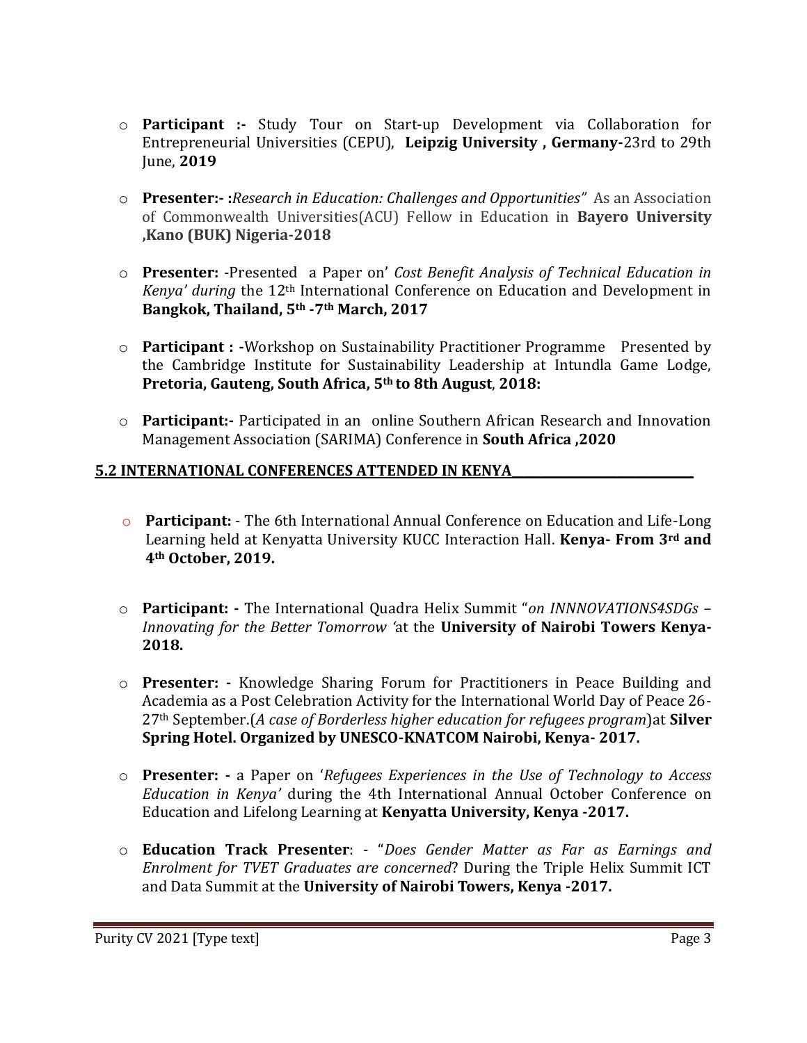- **Participant :-** Study Tour on Start-up Development via Collaboration for Entrepreneurial Universities (CEPU), **Leipzig University , Germany-**23rd to 29th June, **2019**

- **Presenter:- :***Research in Education: Challenges and Opportunities"* As an Association of Commonwealth Universities(ACU) Fellow in Education in **Bayero University ,Kano (BUK) Nigeria-2018**

- **Presenter:** -Presented a Paper on' *Cost Benefit Analysis of Technical Education in Kenya' during* the 12th International Conference on Education and Development in **Bangkok, Thailand, 5th -7th March, 2017**

- **Participant : -**Workshop on Sustainability Practitioner Programme Presented by the Cambridge Institute for Sustainability Leadership at Intundla Game Lodge, **Pretoria, Gauteng, South Africa, 5th to 8th August**, **2018:**

- **Participant:-** Participated in an online Southern African Research and Innovation Management Association (SARIMA) Conference in **South Africa ,2020**

## 5.2 INTERNATIONAL CONFERENCES ATTENDED IN KENYA

- **Participant:** - The 6th International Annual Conference on Education and Life-Long Learning held at Kenyatta University KUCC Interaction Hall. **Kenya- From 3rd and 4th October, 2019.**

- **Participant: -** The International Quadra Helix Summit "*on INNNOVATIONS4SDGs – Innovating for the Better Tomorrow '*at the **University of Nairobi Towers Kenya-2018.**

- **Presenter: -** Knowledge Sharing Forum for Practitioners in Peace Building and Academia as a Post Celebration Activity for the International World Day of Peace 26-27th September.(*A case of Borderless higher education for refugees program*)at **Silver Spring Hotel. Organized by UNESCO-KNATCOM Nairobi, Kenya- 2017.**

- **Presenter: -** a Paper on '*Refugees Experiences in the Use of Technology to Access Education in Kenya'* during the 4th International Annual October Conference on Education and Lifelong Learning at **Kenyatta University, Kenya -2017.**

- **Education Track Presenter**: - "*Does Gender Matter as Far as Earnings and Enrolment for TVET Graduates are concerned*? During the Triple Helix Summit ICT and Data Summit at the **University of Nairobi Towers, Kenya -2017.**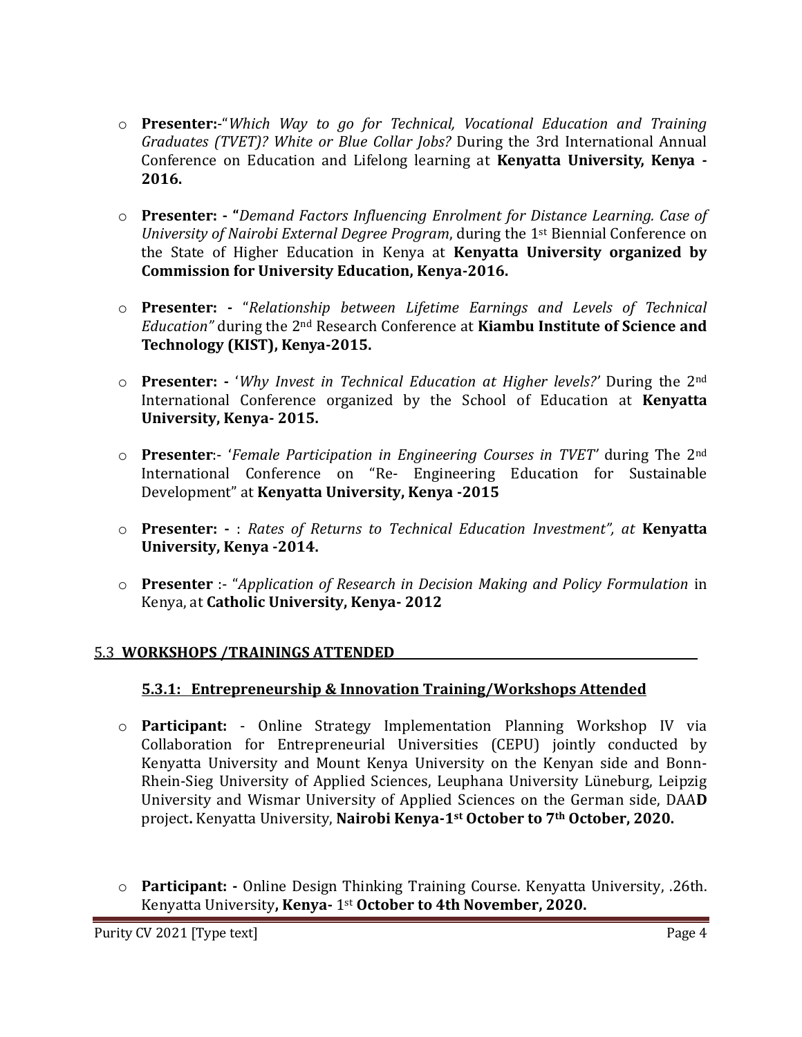- **Presenter:**-"*Which Way to go for Technical, Vocational Education and Training Graduates (TVET)? White or Blue Collar Jobs?* During the 3rd International Annual Conference on Education and Lifelong learning at **Kenyatta University, Kenya - 2016.**

- **Presenter: - "***Demand Factors Influencing Enrolment for Distance Learning. Case of University of Nairobi External Degree Program*, during the 1st Biennial Conference on the State of Higher Education in Kenya at **Kenyatta University organized by Commission for University Education, Kenya-2016.**

- **Presenter: -** "*Relationship between Lifetime Earnings and Levels of Technical Education"* during the 2nd Research Conference at **Kiambu Institute of Science and Technology (KIST), Kenya-2015.**

- **Presenter: -** '*Why Invest in Technical Education at Higher levels?'* During the 2nd International Conference organized by the School of Education at **Kenyatta University, Kenya- 2015.**

- **Presenter**:- '*Female Participation in Engineering Courses in TVET*' during The 2nd International Conference on "Re- Engineering Education for Sustainable Development" at **Kenyatta University, Kenya -2015**

- **Presenter: -** : *Rates of Returns to Technical Education Investment", at* **Kenyatta University, Kenya -2014.**

- **Presenter** :- "*Application of Research in Decision Making and Policy Formulation* in Kenya, at **Catholic University, Kenya- 2012**

## 5.3 WORKSHOPS /TRAININGS ATTENDED

### 5.3.1: Entrepreneurship & Innovation Training/Workshops Attended

- **Participant:** - Online Strategy Implementation Planning Workshop IV via Collaboration for Entrepreneurial Universities (CEPU) jointly conducted by Kenyatta University and Mount Kenya University on the Kenyan side and Bonn-Rhein-Sieg University of Applied Sciences, Leuphana University Lüneburg, Leipzig University and Wismar University of Applied Sciences on the German side, DAA**D** project**.** Kenyatta University, **Nairobi Kenya-1st October to 7th October, 2020.**

- **Participant: -** Online Design Thinking Training Course. Kenyatta University, .26th. Kenyatta University**, Kenya-** 1st **October to 4th November, 2020.**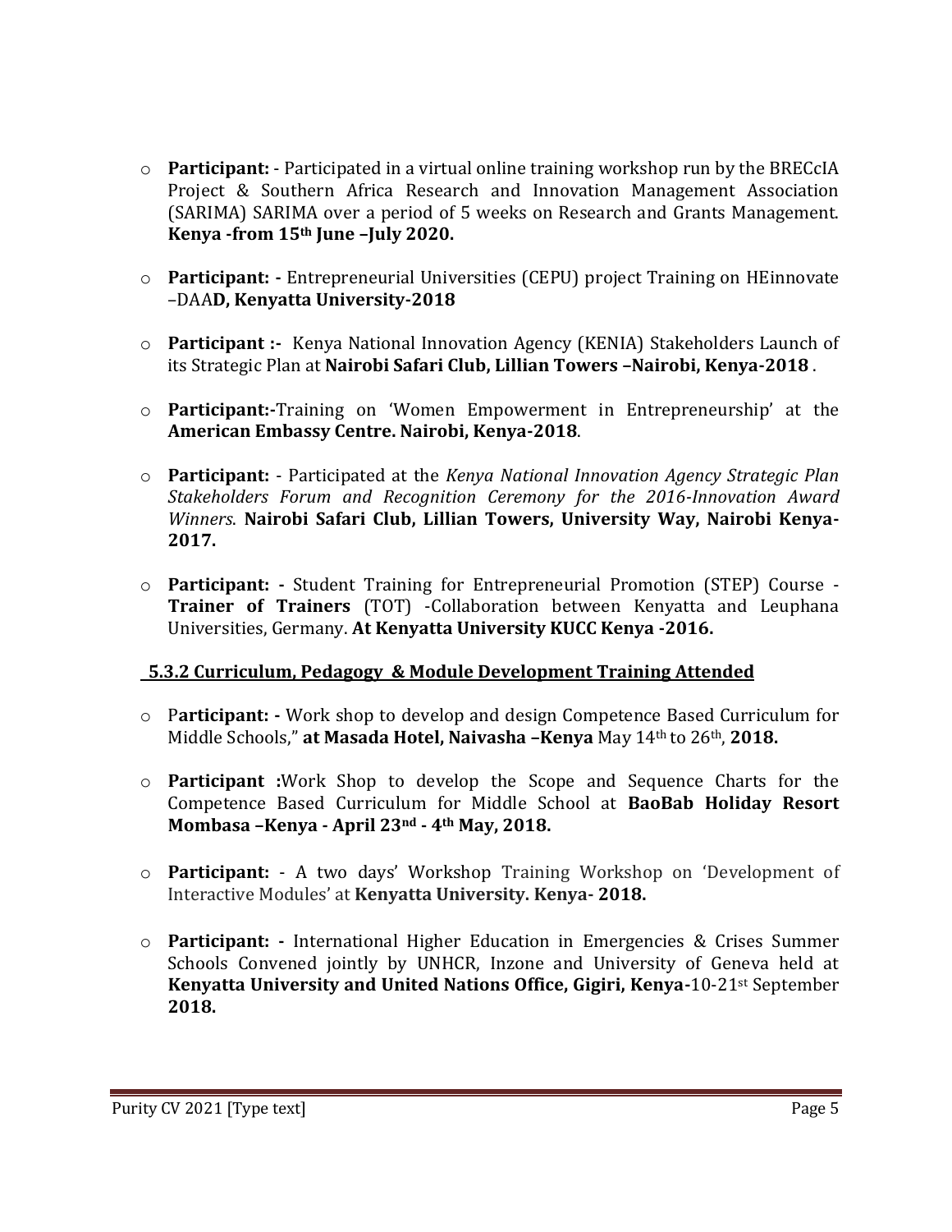- **Participant:** - Participated in a virtual online training workshop run by the BRECcIA Project & Southern Africa Research and Innovation Management Association (SARIMA) SARIMA over a period of 5 weeks on Research and Grants Management. **Kenya -from 15th June –July 2020.**

- **Participant: -** Entrepreneurial Universities (CEPU) project Training on HEinnovate –DAA**D, Kenyatta University-2018**

- **Participant :-** Kenya National Innovation Agency (KENIA) Stakeholders Launch of its Strategic Plan at **Nairobi Safari Club, Lillian Towers –Nairobi, Kenya-2018** .

- **Participant:-**Training on 'Women Empowerment in Entrepreneurship' at the **American Embassy Centre. Nairobi, Kenya-2018**.

- **Participant:** - Participated at the *Kenya National Innovation Agency Strategic Plan Stakeholders Forum and Recognition Ceremony for the 2016-Innovation Award Winners*. **Nairobi Safari Club, Lillian Towers, University Way, Nairobi Kenya-2017.**

- **Participant: -** Student Training for Entrepreneurial Promotion (STEP) Course - **Trainer of Trainers** (TOT) -Collaboration between Kenyatta and Leuphana Universities, Germany. **At Kenyatta University KUCC Kenya -2016.**

### 5.3.2 Curriculum, Pedagogy & Module Development Training Attended

- P**articipant: -** Work shop to develop and design Competence Based Curriculum for Middle Schools," **at Masada Hotel, Naivasha –Kenya** May 14th to 26th, **2018.**

- **Participant :**Work Shop to develop the Scope and Sequence Charts for the Competence Based Curriculum for Middle School at **BaoBab Holiday Resort Mombasa –Kenya - April 23nd - 4th May, 2018.**

- **Participant:** - A two days' Workshop Training Workshop on 'Development of Interactive Modules' at **Kenyatta University. Kenya- 2018.**

- **Participant: -** International Higher Education in Emergencies & Crises Summer Schools Convened jointly by UNHCR, Inzone and University of Geneva held at **Kenyatta University and United Nations Office, Gigiri, Kenya-**10-21st September **2018.**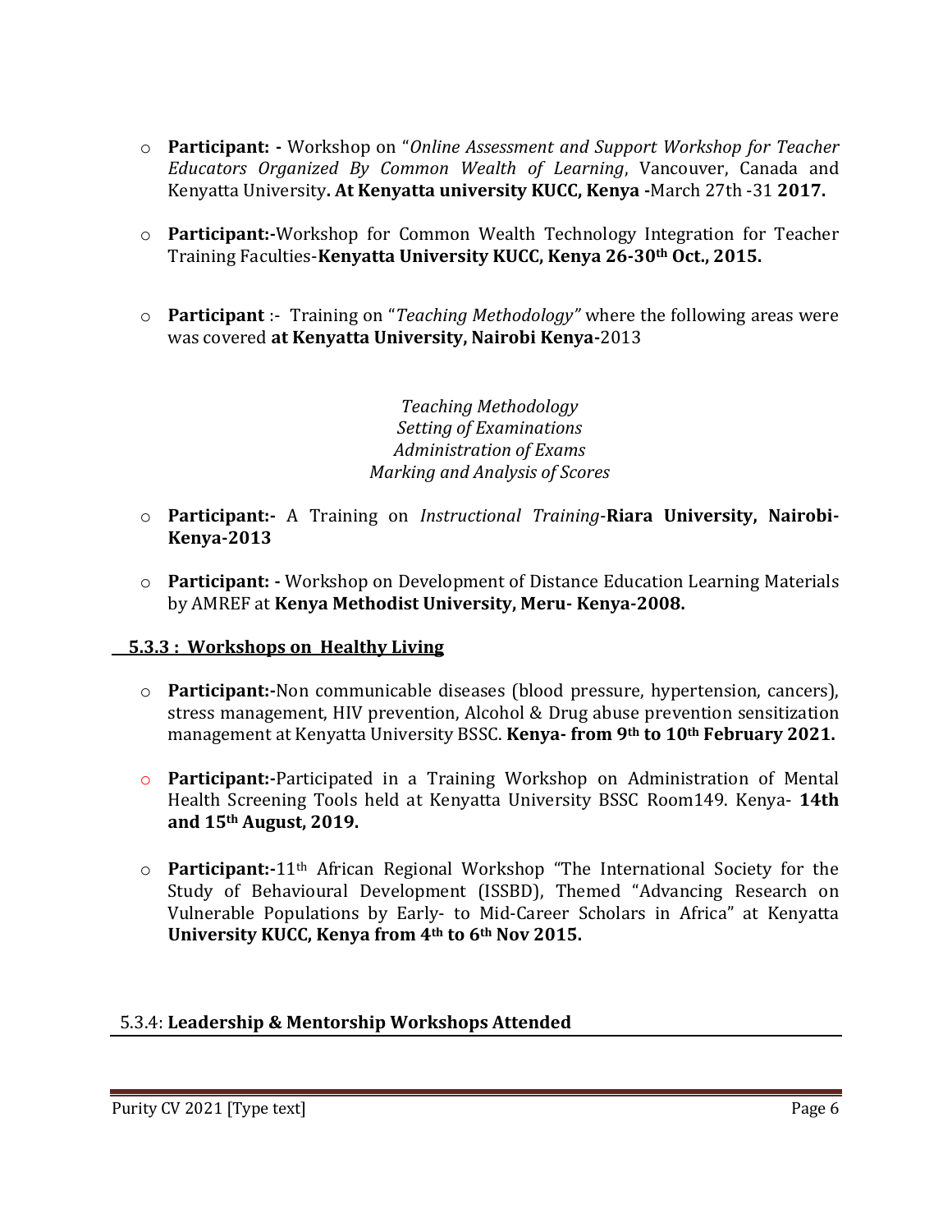- **Participant: -** Workshop on "*Online Assessment and Support Workshop for Teacher Educators Organized By Common Wealth of Learning*, Vancouver, Canada and Kenyatta University**. At Kenyatta university KUCC, Kenya -**March 27th -31 **2017.**

- **Participant:-**Workshop for Common Wealth Technology Integration for Teacher Training Faculties-**Kenyatta University KUCC, Kenya 26-30th Oct., 2015.**

- **Participant** :- Training on "*Teaching Methodology"* where the following areas were was covered **at Kenyatta University, Nairobi Kenya-**2013

  *Teaching Methodology*
  *Setting of Examinations*
  *Administration of Exams*
  *Marking and Analysis of Scores*

- **Participant:-** A Training on *Instructional Training*-**Riara University, Nairobi-Kenya-2013**

- **Participant: -** Workshop on Development of Distance Education Learning Materials by AMREF at **Kenya Methodist University, Meru- Kenya-2008.**

### 5.3.3 : Workshops on Healthy Living

- **Participant:-**Non communicable diseases (blood pressure, hypertension, cancers), stress management, HIV prevention, Alcohol & Drug abuse prevention sensitization management at Kenyatta University BSSC. **Kenya- from 9th to 10th February 2021.**

- **Participant:-**Participated in a Training Workshop on Administration of Mental Health Screening Tools held at Kenyatta University BSSC Room149. Kenya- **14th and 15th August, 2019.**

- **Participant:-**11th African Regional Workshop "The International Society for the Study of Behavioural Development (ISSBD), Themed "Advancing Research on Vulnerable Populations by Early- to Mid-Career Scholars in Africa" at Kenyatta **University KUCC, Kenya from 4th to 6th Nov 2015.**

### 5.3.4: **Leadership & Mentorship Workshops Attended**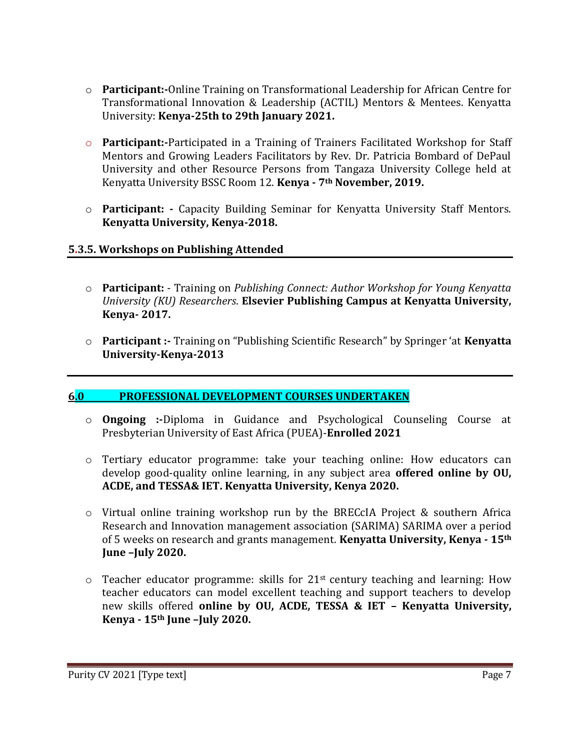- **Participant:-**Online Training on Transformational Leadership for African Centre for Transformational Innovation & Leadership (ACTIL) Mentors & Mentees. Kenyatta University: **Kenya-25th to 29th January 2021.**

- **Participant:-**Participated in a Training of Trainers Facilitated Workshop for Staff Mentors and Growing Leaders Facilitators by Rev. Dr. Patricia Bombard of DePaul University and other Resource Persons from Tangaza University College held at Kenyatta University BSSC Room 12. **Kenya - 7th November, 2019.**

- **Participant: -** Capacity Building Seminar for Kenyatta University Staff Mentors. **Kenyatta University, Kenya-2018.**

### 5.3.5. Workshops on Publishing Attended

- **Participant:** - Training on *Publishing Connect: Author Workshop for Young Kenyatta University (KU) Researchers*. **Elsevier Publishing Campus at Kenyatta University, Kenya- 2017.**

- **Participant :-** Training on "Publishing Scientific Research" by Springer 'at **Kenyatta University-Kenya-2013**

## 6.0 PROFESSIONAL DEVELOPMENT COURSES UNDERTAKEN

- **Ongoing :-**Diploma in Guidance and Psychological Counseling Course at Presbyterian University of East Africa (PUEA)-**Enrolled 2021**

- Tertiary educator programme: take your teaching online: How educators can develop good-quality online learning, in any subject area **offered online by OU, ACDE, and TESSA& IET. Kenyatta University, Kenya 2020.**

- Virtual online training workshop run by the BRECcIA Project & southern Africa Research and Innovation management association (SARIMA) SARIMA over a period of 5 weeks on research and grants management. **Kenyatta University, Kenya - 15th June –July 2020.**

- Teacher educator programme: skills for 21st century teaching and learning: How teacher educators can model excellent teaching and support teachers to develop new skills offered **online by OU, ACDE, TESSA & IET – Kenyatta University, Kenya - 15th June –July 2020.**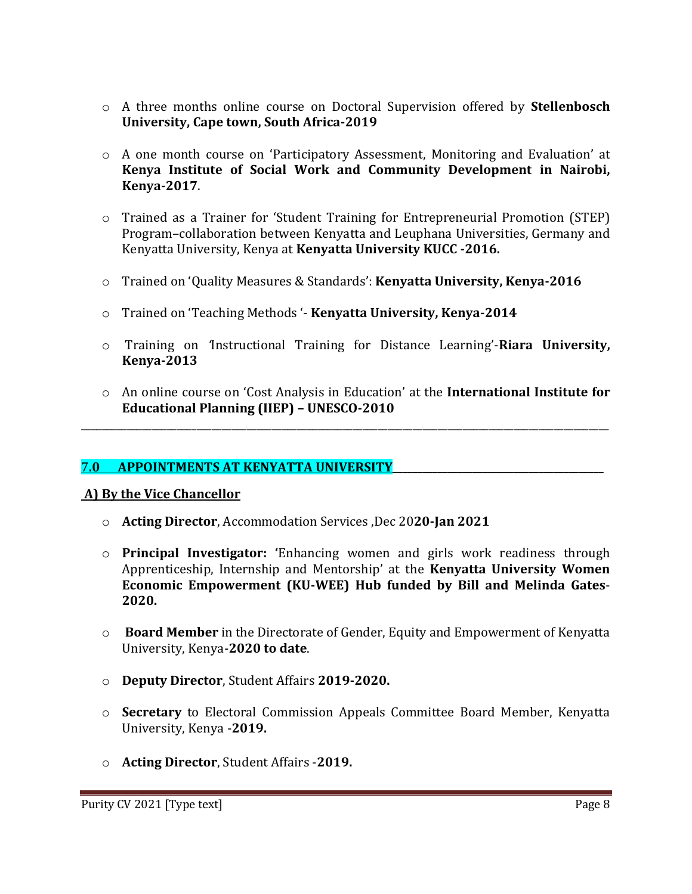- A three months online course on Doctoral Supervision offered by **Stellenbosch University, Cape town, South Africa-2019**

- A one month course on 'Participatory Assessment, Monitoring and Evaluation' at **Kenya Institute of Social Work and Community Development in Nairobi, Kenya-2017**.

- Trained as a Trainer for 'Student Training for Entrepreneurial Promotion (STEP) Program–collaboration between Kenyatta and Leuphana Universities, Germany and Kenyatta University, Kenya at **Kenyatta University KUCC -2016.**

- Trained on 'Quality Measures & Standards': **Kenyatta University, Kenya-2016**

- Trained on 'Teaching Methods '- **Kenyatta University, Kenya-2014**

- Training on 'Instructional Training for Distance Learning'-**Riara University, Kenya-2013**

- An online course on 'Cost Analysis in Education' at the **International Institute for Educational Planning (IIEP) – UNESCO-2010**

---

## 7.0 APPOINTMENTS AT KENYATTA UNIVERSITY

### A) By the Vice Chancellor

- **Acting Director**, Accommodation Services ,Dec 20**20-Jan 2021**

- **Principal Investigator: '**Enhancing women and girls work readiness through Apprenticeship, Internship and Mentorship' at the **Kenyatta University Women Economic Empowerment (KU-WEE) Hub funded by Bill and Melinda Gates-2020.**

- **Board Member** in the Directorate of Gender, Equity and Empowerment of Kenyatta University, Kenya-**2020 to date**.

- **Deputy Director**, Student Affairs **2019-2020.**

- **Secretary** to Electoral Commission Appeals Committee Board Member, Kenyatta University, Kenya -**2019.**

- **Acting Director**, Student Affairs -**2019.**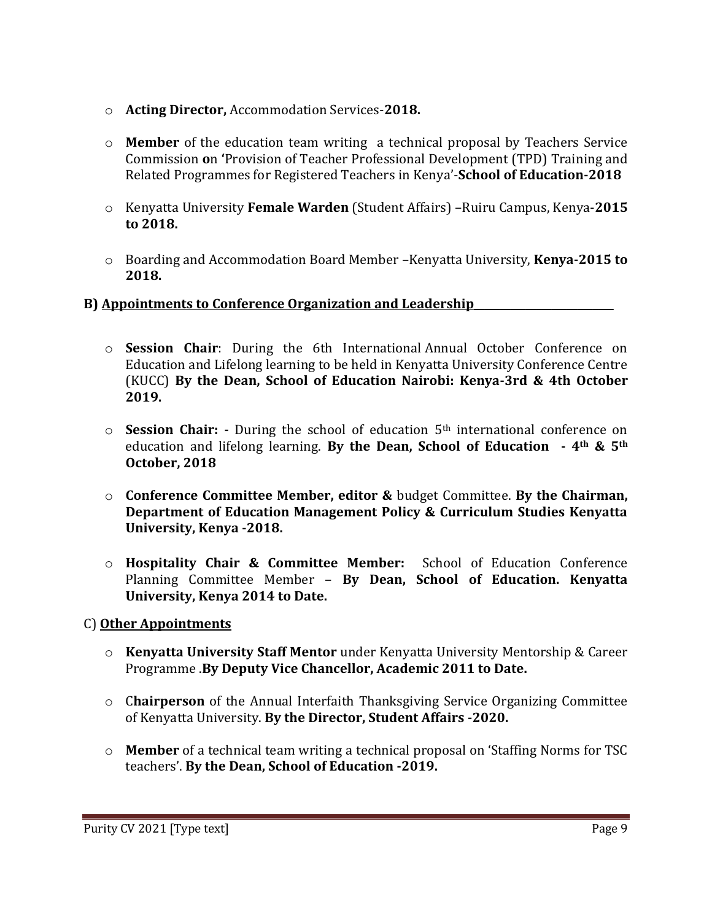- **Acting Director,** Accommodation Services-**2018.**

- **Member** of the education team writing a technical proposal by Teachers Service Commission **o**n **'**Provision of Teacher Professional Development (TPD) Training and Related Programmes for Registered Teachers in Kenya'-**School of Education-2018**

- Kenyatta University **Female Warden** (Student Affairs) –Ruiru Campus, Kenya-**2015 to 2018.**

- Boarding and Accommodation Board Member –Kenyatta University, **Kenya-2015 to 2018.**

### B) Appointments to Conference Organization and Leadership

- **Session Chair**: During the 6th International Annual October Conference on Education and Lifelong learning to be held in Kenyatta University Conference Centre (KUCC) **By the Dean, School of Education Nairobi: Kenya-3rd & 4th October 2019.**

- **Session Chair: -** During the school of education 5th international conference on education and lifelong learning. **By the Dean, School of Education - 4th & 5th October, 2018**

- **Conference Committee Member, editor &** budget Committee. **By the Chairman, Department of Education Management Policy & Curriculum Studies Kenyatta University, Kenya -2018.**

- **Hospitality Chair & Committee Member:** School of Education Conference Planning Committee Member – **By Dean, School of Education. Kenyatta University, Kenya 2014 to Date.**

### C) Other Appointments

- **Kenyatta University Staff Mentor** under Kenyatta University Mentorship & Career Programme .**By Deputy Vice Chancellor, Academic 2011 to Date.**

- C**hairperson** of the Annual Interfaith Thanksgiving Service Organizing Committee of Kenyatta University. **By the Director, Student Affairs -2020.**

- **Member** of a technical team writing a technical proposal on 'Staffing Norms for TSC teachers'. **By the Dean, School of Education -2019.**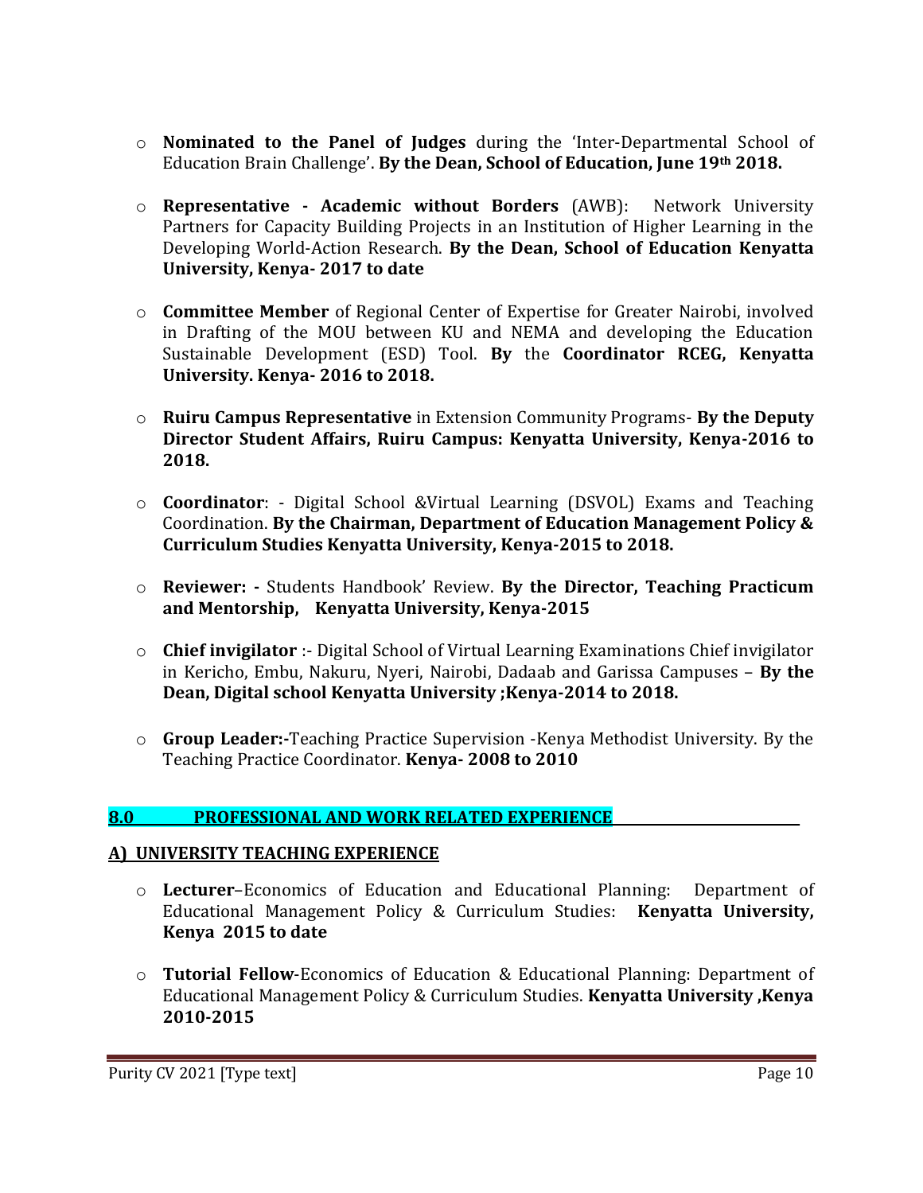- **Nominated to the Panel of Judges** during the 'Inter-Departmental School of Education Brain Challenge'. **By the Dean, School of Education, June 19th 2018.**

- **Representative - Academic without Borders** (AWB): Network University Partners for Capacity Building Projects in an Institution of Higher Learning in the Developing World-Action Research. **By the Dean, School of Education Kenyatta University, Kenya- 2017 to date**

- **Committee Member** of Regional Center of Expertise for Greater Nairobi, involved in Drafting of the MOU between KU and NEMA and developing the Education Sustainable Development (ESD) Tool. **By** the **Coordinator RCEG, Kenyatta University. Kenya- 2016 to 2018.**

- **Ruiru Campus Representative** in Extension Community Programs- **By the Deputy Director Student Affairs, Ruiru Campus: Kenyatta University, Kenya-2016 to 2018.**

- **Coordinator**: - Digital School &Virtual Learning (DSVOL) Exams and Teaching Coordination. **By the Chairman, Department of Education Management Policy & Curriculum Studies Kenyatta University, Kenya-2015 to 2018.**

- **Reviewer: -** Students Handbook' Review. **By the Director, Teaching Practicum and Mentorship, Kenyatta University, Kenya-2015**

- **Chief invigilator** :- Digital School of Virtual Learning Examinations Chief invigilator in Kericho, Embu, Nakuru, Nyeri, Nairobi, Dadaab and Garissa Campuses – **By the Dean, Digital school Kenyatta University ;Kenya-2014 to 2018.**

- **Group Leader:-**Teaching Practice Supervision -Kenya Methodist University. By the Teaching Practice Coordinator. **Kenya- 2008 to 2010**

## 8.0 PROFESSIONAL AND WORK RELATED EXPERIENCE

### A) UNIVERSITY TEACHING EXPERIENCE

- **Lecturer**–Economics of Education and Educational Planning: Department of Educational Management Policy & Curriculum Studies: **Kenyatta University, Kenya 2015 to date**

- **Tutorial Fellow**-Economics of Education & Educational Planning: Department of Educational Management Policy & Curriculum Studies. **Kenyatta University ,Kenya 2010-2015**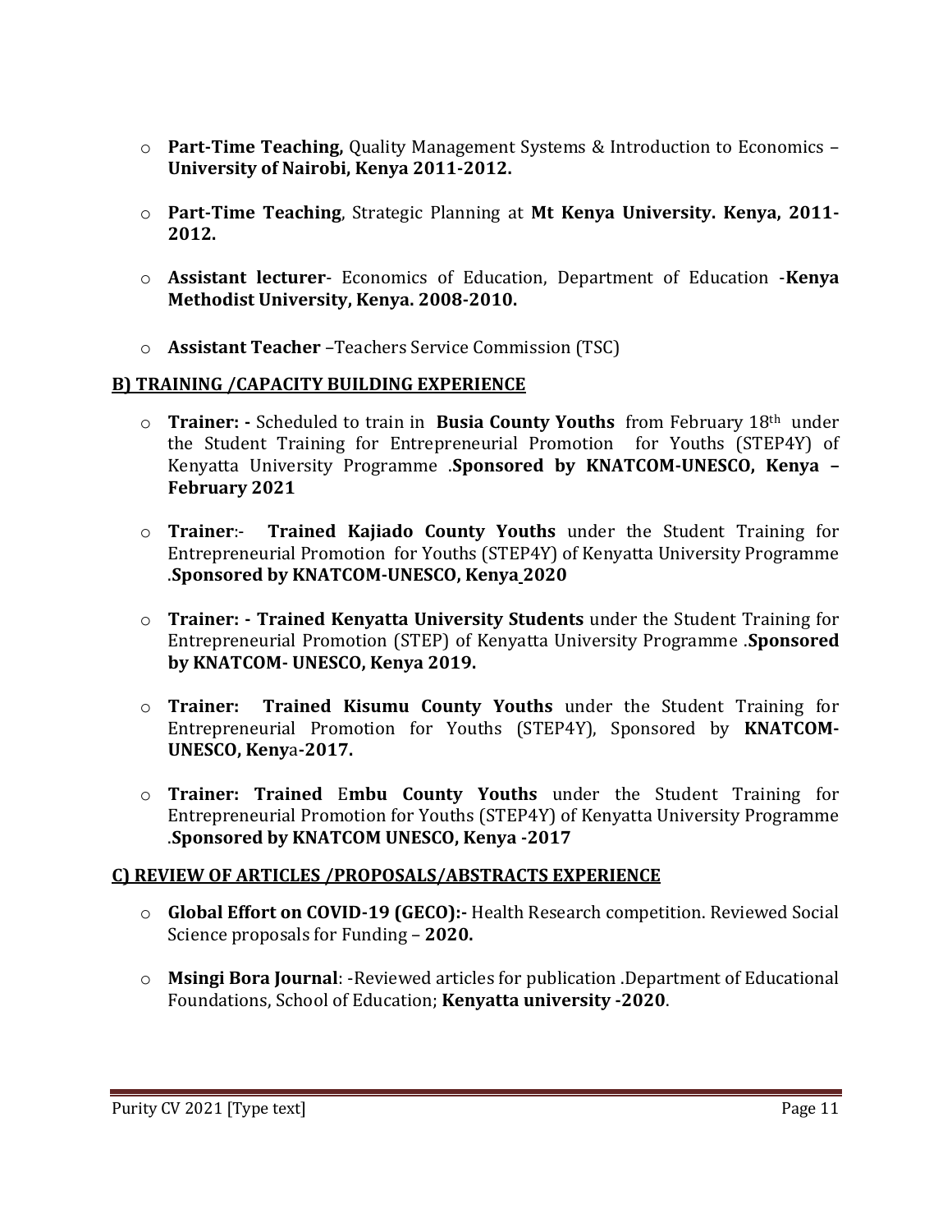- **Part-Time Teaching,** Quality Management Systems & Introduction to Economics – **University of Nairobi, Kenya 2011-2012.**

- **Part-Time Teaching**, Strategic Planning at **Mt Kenya University. Kenya, 2011-2012.**

- **Assistant lecturer**- Economics of Education, Department of Education -**Kenya Methodist University, Kenya. 2008-2010.**

- **Assistant Teacher** –Teachers Service Commission (TSC)

**B) TRAINING /CAPACITY BUILDING EXPERIENCE**

- **Trainer: -** Scheduled to train in **Busia County Youths** from February 18th under the Student Training for Entrepreneurial Promotion for Youths (STEP4Y) of Kenyatta University Programme .**Sponsored by KNATCOM-UNESCO, Kenya – February 2021**

- **Trainer**:- **Trained Kajiado County Youths** under the Student Training for Entrepreneurial Promotion for Youths (STEP4Y) of Kenyatta University Programme .**Sponsored by KNATCOM-UNESCO, Kenya 2020**

- **Trainer: - Trained Kenyatta University Students** under the Student Training for Entrepreneurial Promotion (STEP) of Kenyatta University Programme .**Sponsored by KNATCOM- UNESCO, Kenya 2019.**

- **Trainer: Trained Kisumu County Youths** under the Student Training for Entrepreneurial Promotion for Youths (STEP4Y), Sponsored by **KNATCOM-UNESCO, Kenya-2017.**

- **Trainer: Trained** E**mbu County Youths** under the Student Training for Entrepreneurial Promotion for Youths (STEP4Y) of Kenyatta University Programme .**Sponsored by KNATCOM UNESCO, Kenya -2017**

**C) REVIEW OF ARTICLES /PROPOSALS/ABSTRACTS EXPERIENCE**

- **Global Effort on COVID-19 (GECO):-** Health Research competition. Reviewed Social Science proposals for Funding – **2020.**

- **Msingi Bora Journal**: -Reviewed articles for publication .Department of Educational Foundations, School of Education; **Kenyatta university -2020**.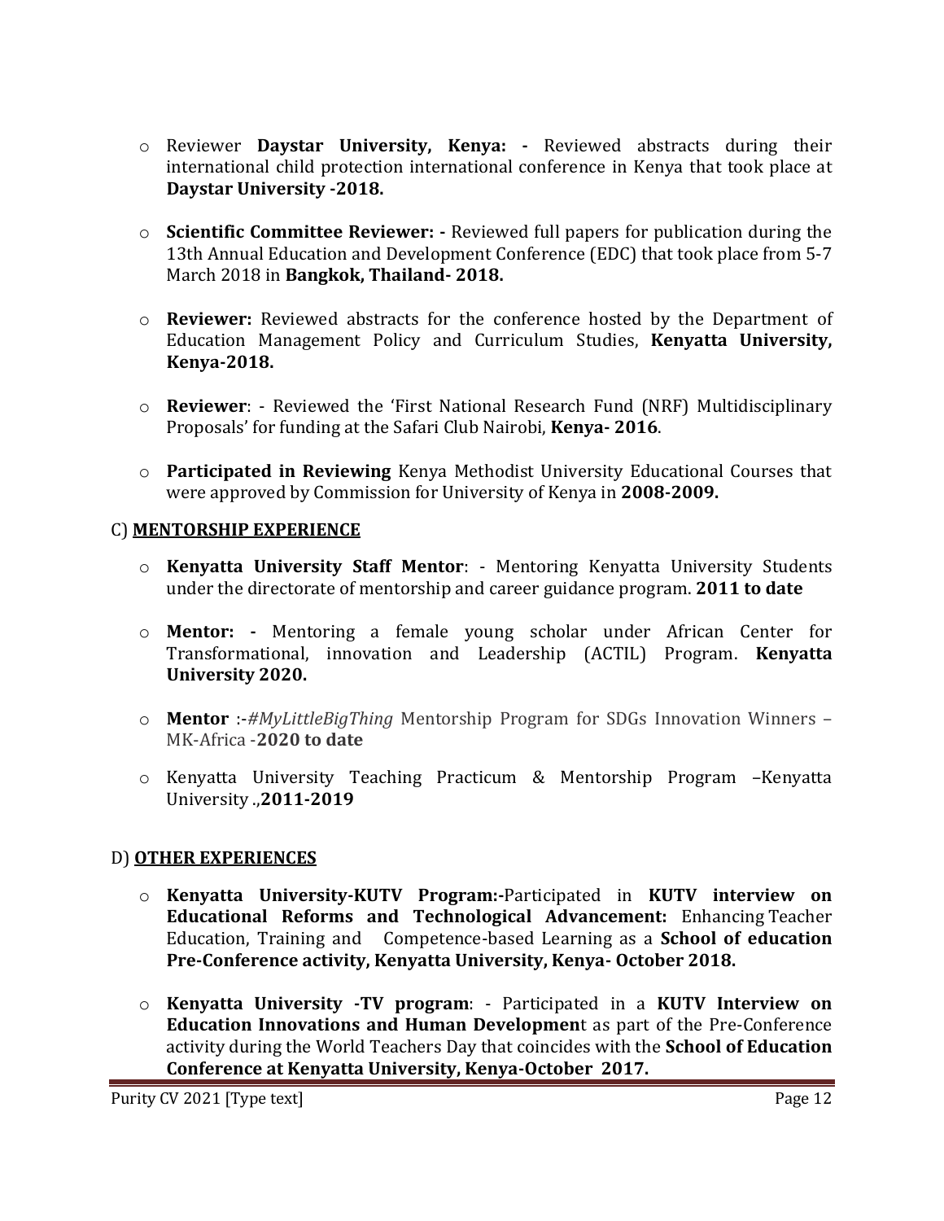- Reviewer **Daystar University, Kenya: -** Reviewed abstracts during their international child protection international conference in Kenya that took place at **Daystar University -2018.**

- **Scientific Committee Reviewer: -** Reviewed full papers for publication during the 13th Annual Education and Development Conference (EDC) that took place from 5-7 March 2018 in **Bangkok, Thailand- 2018.**

- **Reviewer:** Reviewed abstracts for the conference hosted by the Department of Education Management Policy and Curriculum Studies, **Kenyatta University, Kenya-2018.**

- **Reviewer**: - Reviewed the 'First National Research Fund (NRF) Multidisciplinary Proposals' for funding at the Safari Club Nairobi, **Kenya- 2016**.

- **Participated in Reviewing** Kenya Methodist University Educational Courses that were approved by Commission for University of Kenya in **2008-2009.**

## C) MENTORSHIP EXPERIENCE

- **Kenyatta University Staff Mentor**: - Mentoring Kenyatta University Students under the directorate of mentorship and career guidance program. **2011 to date**

- **Mentor: -** Mentoring a female young scholar under African Center for Transformational, innovation and Leadership (ACTIL) Program. **Kenyatta University 2020.**

- **Mentor** :-*#MyLittleBigThing* Mentorship Program for SDGs Innovation Winners – MK-Africa -**2020 to date**

- Kenyatta University Teaching Practicum & Mentorship Program –Kenyatta University .,**2011-2019**

## D) OTHER EXPERIENCES

- **Kenyatta University-KUTV Program:-**Participated in **KUTV interview on Educational Reforms and Technological Advancement:** Enhancing Teacher Education, Training and Competence-based Learning as a **School of education Pre-Conference activity, Kenyatta University, Kenya- October 2018.**

- **Kenyatta University -TV program**: - Participated in a **KUTV Interview on Education Innovations and Human Developmen**t as part of the Pre-Conference activity during the World Teachers Day that coincides with the **School of Education Conference at Kenyatta University, Kenya-October 2017.**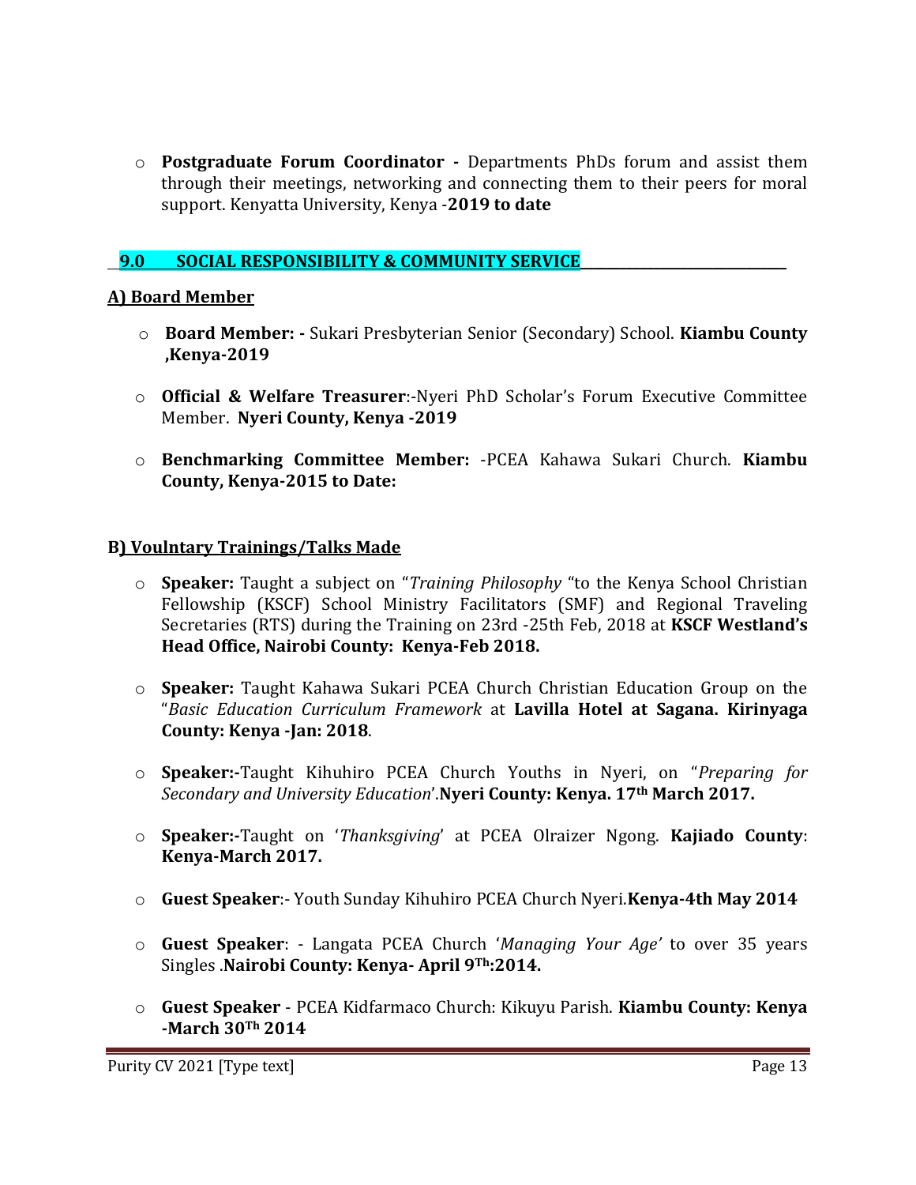- **Postgraduate Forum Coordinator -** Departments PhDs forum and assist them through their meetings, networking and connecting them to their peers for moral support. Kenyatta University, Kenya -**2019 to date**

## 9.0 SOCIAL RESPONSIBILITY & COMMUNITY SERVICE

### A) Board Member

- **Board Member: -** Sukari Presbyterian Senior (Secondary) School. **Kiambu County ,Kenya-2019**

- **Official & Welfare Treasurer**:-Nyeri PhD Scholar's Forum Executive Committee Member. **Nyeri County, Kenya -2019**

- **Benchmarking Committee Member:** -PCEA Kahawa Sukari Church. **Kiambu County, Kenya-2015 to Date:**

### B) Voulntary Trainings/Talks Made

- **Speaker:** Taught a subject on "*Training Philosophy* "to the Kenya School Christian Fellowship (KSCF) School Ministry Facilitators (SMF) and Regional Traveling Secretaries (RTS) during the Training on 23rd -25th Feb, 2018 at **KSCF Westland's Head Office, Nairobi County: Kenya-Feb 2018.**

- **Speaker:** Taught Kahawa Sukari PCEA Church Christian Education Group on the "*Basic Education Curriculum Framework* at **Lavilla Hotel at Sagana. Kirinyaga County: Kenya -Jan: 2018**.

- **Speaker:-**Taught Kihuhiro PCEA Church Youths in Nyeri, on "*Preparing for Secondary and University Education*'.**Nyeri County: Kenya. 17th March 2017.**

- **Speaker:-**Taught on '*Thanksgiving*' at PCEA Olraizer Ngong. **Kajiado County**: **Kenya-March 2017.**

- **Guest Speaker**:- Youth Sunday Kihuhiro PCEA Church Nyeri.**Kenya-4th May 2014**

- **Guest Speaker**: - Langata PCEA Church '*Managing Your Age'* to over 35 years Singles .**Nairobi County: Kenya- April 9Th:2014.**

- **Guest Speaker** - PCEA Kidfarmaco Church: Kikuyu Parish. **Kiambu County: Kenya -March 30Th 2014**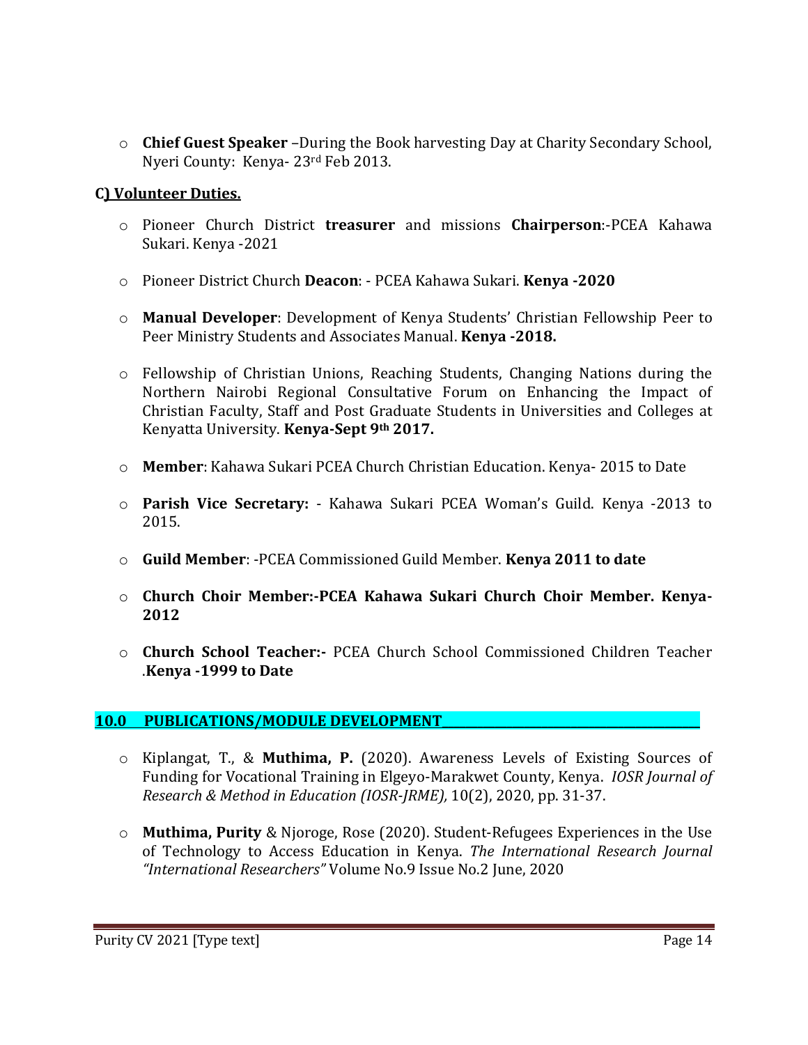- **Chief Guest Speaker** –During the Book harvesting Day at Charity Secondary School, Nyeri County: Kenya- 23rd Feb 2013.

**C) Volunteer Duties.**

- Pioneer Church District **treasurer** and missions **Chairperson**:-PCEA Kahawa Sukari. Kenya -2021
- Pioneer District Church **Deacon**: - PCEA Kahawa Sukari. **Kenya -2020**
- **Manual Developer**: Development of Kenya Students' Christian Fellowship Peer to Peer Ministry Students and Associates Manual. **Kenya -2018.**
- Fellowship of Christian Unions, Reaching Students, Changing Nations during the Northern Nairobi Regional Consultative Forum on Enhancing the Impact of Christian Faculty, Staff and Post Graduate Students in Universities and Colleges at Kenyatta University. **Kenya-Sept 9th 2017.**
- **Member**: Kahawa Sukari PCEA Church Christian Education. Kenya- 2015 to Date
- **Parish Vice Secretary:** - Kahawa Sukari PCEA Woman's Guild. Kenya -2013 to 2015.
- **Guild Member**: -PCEA Commissioned Guild Member. **Kenya 2011 to date**
- **Church Choir Member:-PCEA Kahawa Sukari Church Choir Member. Kenya-2012**
- **Church School Teacher:-** PCEA Church School Commissioned Children Teacher .**Kenya -1999 to Date**

## 10.0 PUBLICATIONS/MODULE DEVELOPMENT

- Kiplangat, T., & **Muthima, P.** (2020). Awareness Levels of Existing Sources of Funding for Vocational Training in Elgeyo-Marakwet County, Kenya. *IOSR Journal of Research & Method in Education (IOSR-JRME),* 10(2), 2020, pp. 31-37.
- **Muthima, Purity** & Njoroge, Rose (2020). Student-Refugees Experiences in the Use of Technology to Access Education in Kenya. *The International Research Journal "International Researchers"* Volume No.9 Issue No.2 June, 2020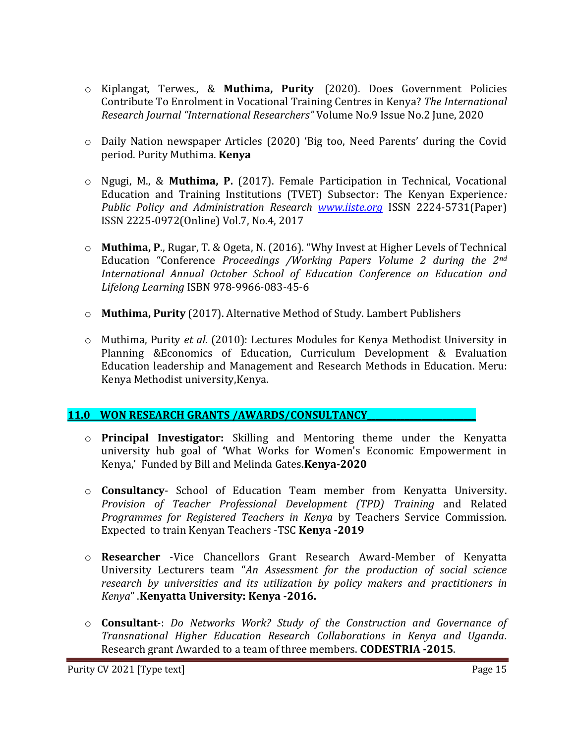- Kiplangat, Terwes., & **Muthima, Purity** (2020). Does Government Policies Contribute To Enrolment in Vocational Training Centres in Kenya? *The International Research Journal "International Researchers"* Volume No.9 Issue No.2 June, 2020

- Daily Nation newspaper Articles (2020) 'Big too, Need Parents' during the Covid period. Purity Muthima. **Kenya**

- Ngugi, M., & **Muthima, P.** (2017). Female Participation in Technical, Vocational Education and Training Institutions (TVET) Subsector: The Kenyan Experience*: Public Policy and Administration Research* [www.iiste.org](www.iiste.org) ISSN 2224-5731(Paper) ISSN 2225-0972(Online) Vol.7, No.4, 2017

- **Muthima, P**., Rugar, T. & Ogeta, N. (2016). "Why Invest at Higher Levels of Technical Education "Conference *Proceedings /Working Papers Volume 2 during the 2nd International Annual October School of Education Conference on Education and Lifelong Learning* ISBN 978-9966-083-45-6

- **Muthima, Purity** (2017). Alternative Method of Study. Lambert Publishers

- Muthima, Purity *et al.* (2010): Lectures Modules for Kenya Methodist University in Planning &Economics of Education, Curriculum Development & Evaluation Education leadership and Management and Research Methods in Education. Meru: Kenya Methodist university,Kenya.

## 11.0 WON RESEARCH GRANTS /AWARDS/CONSULTANCY

- **Principal Investigator:** Skilling and Mentoring theme under the Kenyatta university hub goal of 'What Works for Women's Economic Empowerment in Kenya,' Funded by Bill and Melinda Gates.**Kenya-2020**

- **Consultancy**- School of Education Team member from Kenyatta University. *Provision of Teacher Professional Development (TPD) Training* and Related *Programmes for Registered Teachers in Kenya* by Teachers Service Commission. Expected to train Kenyan Teachers -TSC **Kenya -2019**

- **Researcher** -Vice Chancellors Grant Research Award-Member of Kenyatta University Lecturers team "*An Assessment for the production of social science research by universities and its utilization by policy makers and practitioners in Kenya*" .**Kenyatta University: Kenya -2016.**

- **Consultant**-: *Do Networks Work? Study of the Construction and Governance of Transnational Higher Education Research Collaborations in Kenya and Uganda.* Research grant Awarded to a team of three members. **CODESTRIA -2015**.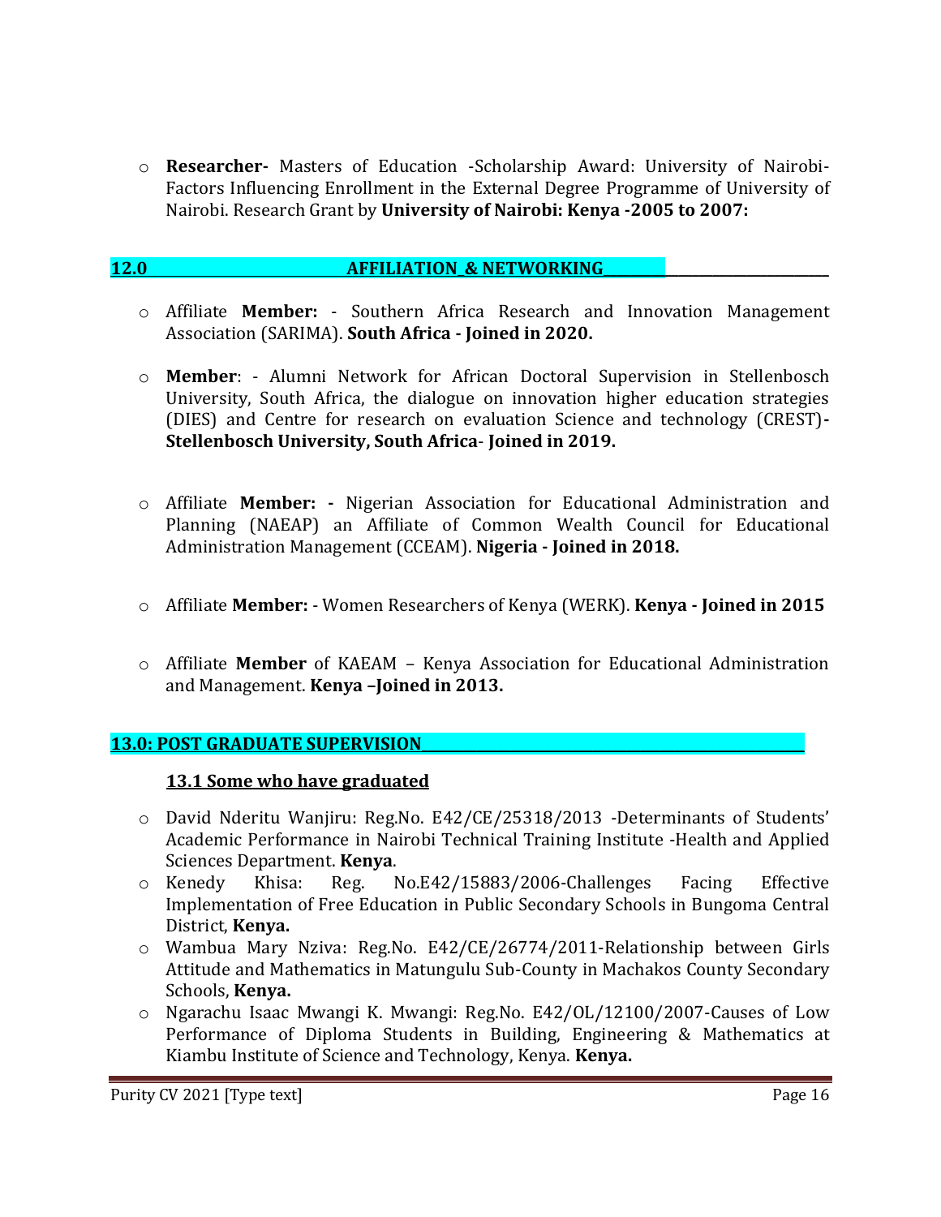- **Researcher-** Masters of Education -Scholarship Award: University of Nairobi- Factors Influencing Enrollment in the External Degree Programme of University of Nairobi. Research Grant by **University of Nairobi: Kenya -2005 to 2007:**

## 12.0 AFFILIATION_& NETWORKING

- Affiliate **Member:** - Southern Africa Research and Innovation Management Association (SARIMA). **South Africa - Joined in 2020.**

- **Member**: - Alumni Network for African Doctoral Supervision in Stellenbosch University, South Africa, the dialogue on innovation higher education strategies (DIES) and Centre for research on evaluation Science and technology (CREST)**- Stellenbosch University, South Africa**- **Joined in 2019.**

- Affiliate **Member: -** Nigerian Association for Educational Administration and Planning (NAEAP) an Affiliate of Common Wealth Council for Educational Administration Management (CCEAM). **Nigeria - Joined in 2018.**

- Affiliate **Member:** - Women Researchers of Kenya (WERK). **Kenya - Joined in 2015**

- Affiliate **Member** of KAEAM – Kenya Association for Educational Administration and Management. **Kenya –Joined in 2013.**

## 13.0: POST GRADUATE SUPERVISION

### 13.1 Some who have graduated

- David Nderitu Wanjiru: Reg.No. E42/CE/25318/2013 -Determinants of Students' Academic Performance in Nairobi Technical Training Institute -Health and Applied Sciences Department. **Kenya**.
- Kenedy Khisa: Reg. No.E42/15883/2006-Challenges Facing Effective Implementation of Free Education in Public Secondary Schools in Bungoma Central District, **Kenya.**
- Wambua Mary Nziva: Reg.No. E42/CE/26774/2011-Relationship between Girls Attitude and Mathematics in Matungulu Sub-County in Machakos County Secondary Schools, **Kenya.**
- Ngarachu Isaac Mwangi K. Mwangi: Reg.No. E42/OL/12100/2007-Causes of Low Performance of Diploma Students in Building, Engineering & Mathematics at Kiambu Institute of Science and Technology, Kenya. **Kenya.**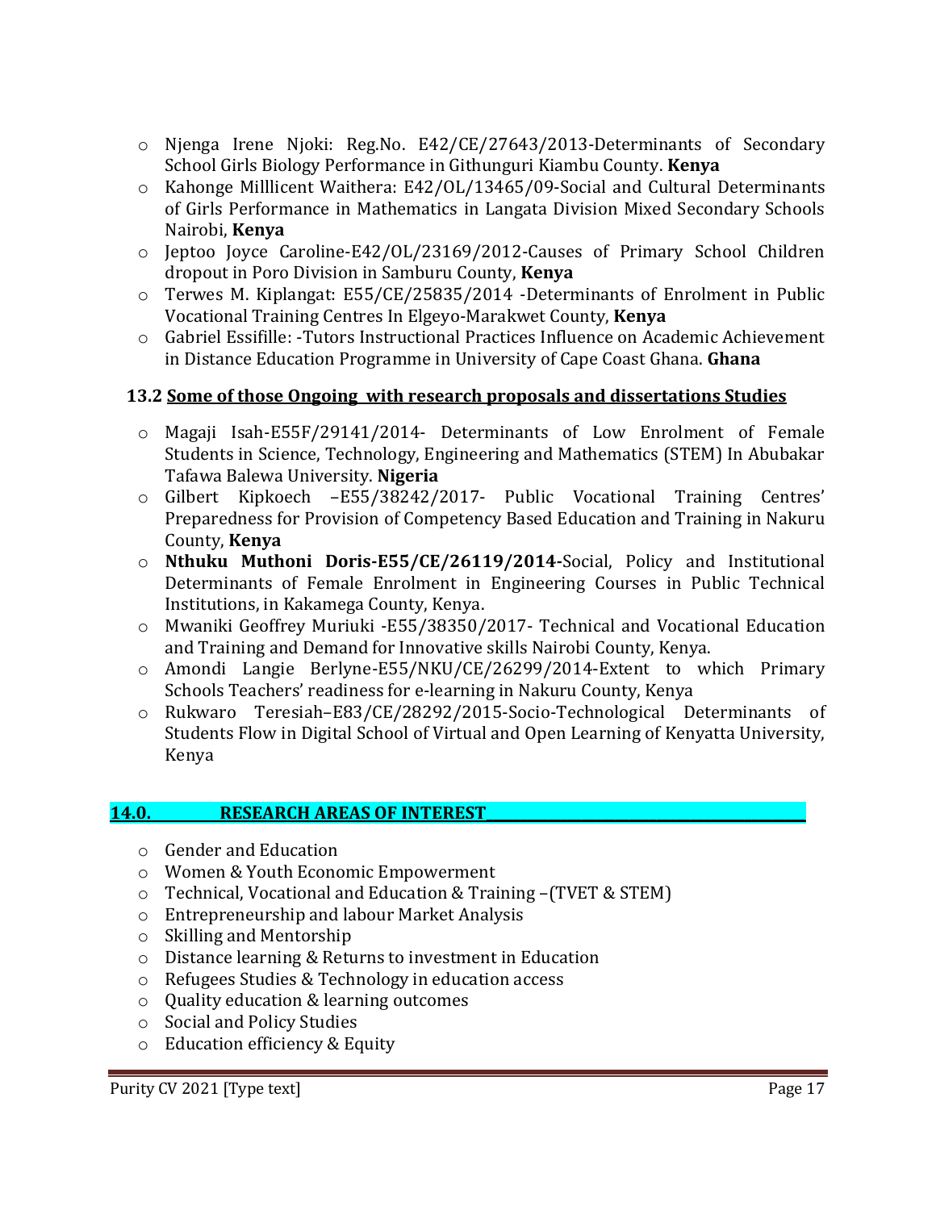- Njenga Irene Njoki: Reg.No. E42/CE/27643/2013-Determinants of Secondary School Girls Biology Performance in Githunguri Kiambu County. **Kenya**
- Kahonge Milllicent Waithera: E42/OL/13465/09-Social and Cultural Determinants of Girls Performance in Mathematics in Langata Division Mixed Secondary Schools Nairobi, **Kenya**
- Jeptoo Joyce Caroline-E42/OL/23169/2012-Causes of Primary School Children dropout in Poro Division in Samburu County, **Kenya**
- Terwes M. Kiplangat: E55/CE/25835/2014 -Determinants of Enrolment in Public Vocational Training Centres In Elgeyo-Marakwet County, **Kenya**
- Gabriel Essifille: -Tutors Instructional Practices Influence on Academic Achievement in Distance Education Programme in University of Cape Coast Ghana. **Ghana**

### 13.2 Some of those Ongoing with research proposals and dissertations Studies

- Magaji Isah-E55F/29141/2014- Determinants of Low Enrolment of Female Students in Science, Technology, Engineering and Mathematics (STEM) In Abubakar Tafawa Balewa University. **Nigeria**
- Gilbert Kipkoech –E55/38242/2017- Public Vocational Training Centres' Preparedness for Provision of Competency Based Education and Training in Nakuru County, **Kenya**
- **Nthuku Muthoni Doris-E55/CE/26119/2014-**Social, Policy and Institutional Determinants of Female Enrolment in Engineering Courses in Public Technical Institutions, in Kakamega County, Kenya.
- Mwaniki Geoffrey Muriuki -E55/38350/2017- Technical and Vocational Education and Training and Demand for Innovative skills Nairobi County, Kenya.
- Amondi Langie Berlyne-E55/NKU/CE/26299/2014-Extent to which Primary Schools Teachers' readiness for e-learning in Nakuru County, Kenya
- Rukwaro Teresiah–E83/CE/28292/2015-Socio-Technological Determinants of Students Flow in Digital School of Virtual and Open Learning of Kenyatta University, Kenya

## 14.0. RESEARCH AREAS OF INTEREST

- Gender and Education
- Women & Youth Economic Empowerment
- Technical, Vocational and Education & Training –(TVET & STEM)
- Entrepreneurship and labour Market Analysis
- Skilling and Mentorship
- Distance learning & Returns to investment in Education
- Refugees Studies & Technology in education access
- Quality education & learning outcomes
- Social and Policy Studies
- Education efficiency & Equity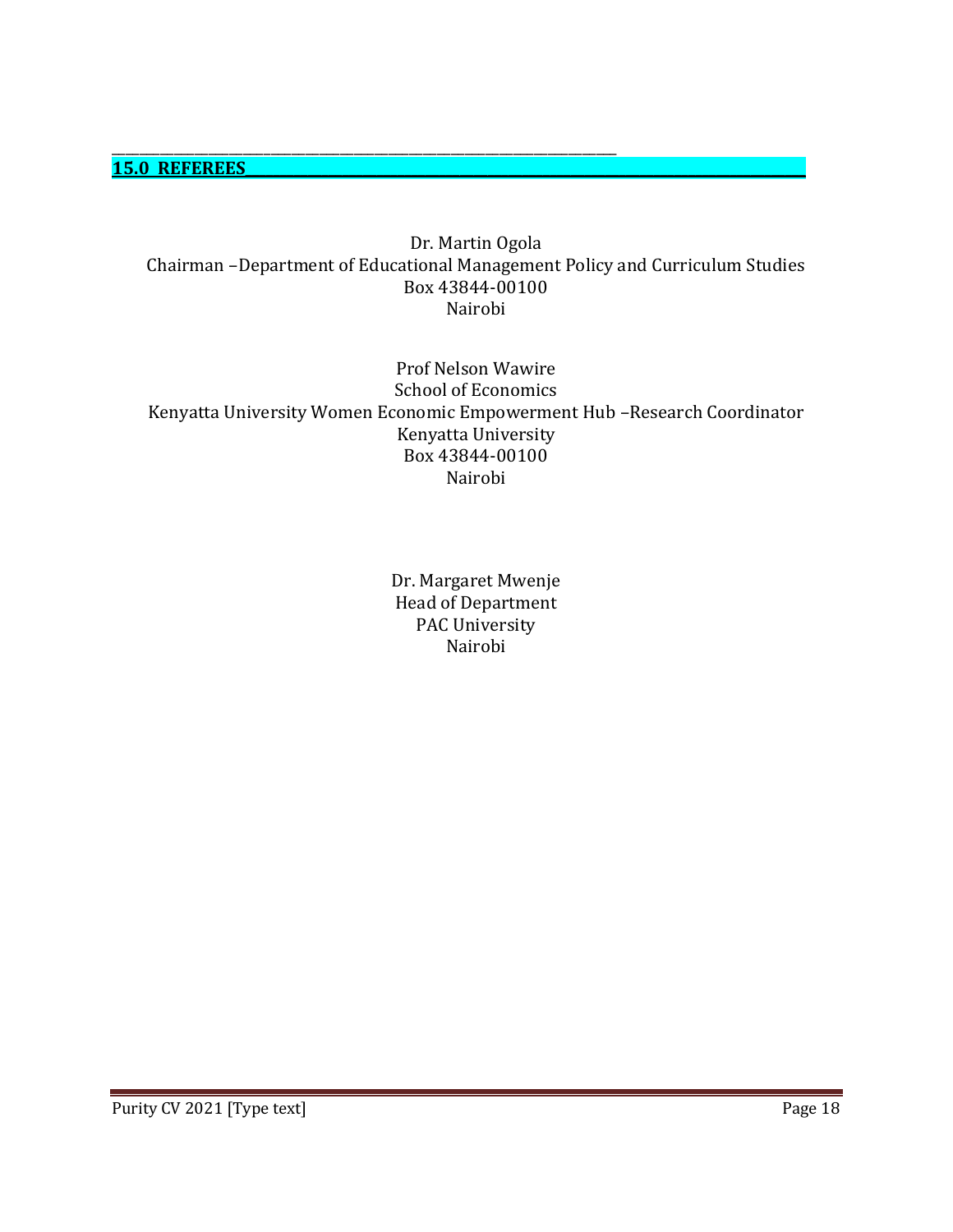## 15.0 REFEREES

Dr. Martin Ogola
Chairman –Department of Educational Management Policy and Curriculum Studies
Box 43844-00100
Nairobi

Prof Nelson Wawire
School of Economics
Kenyatta University Women Economic Empowerment Hub –Research Coordinator
Kenyatta University
Box 43844-00100
Nairobi

Dr. Margaret Mwenje
Head of Department
PAC University
Nairobi